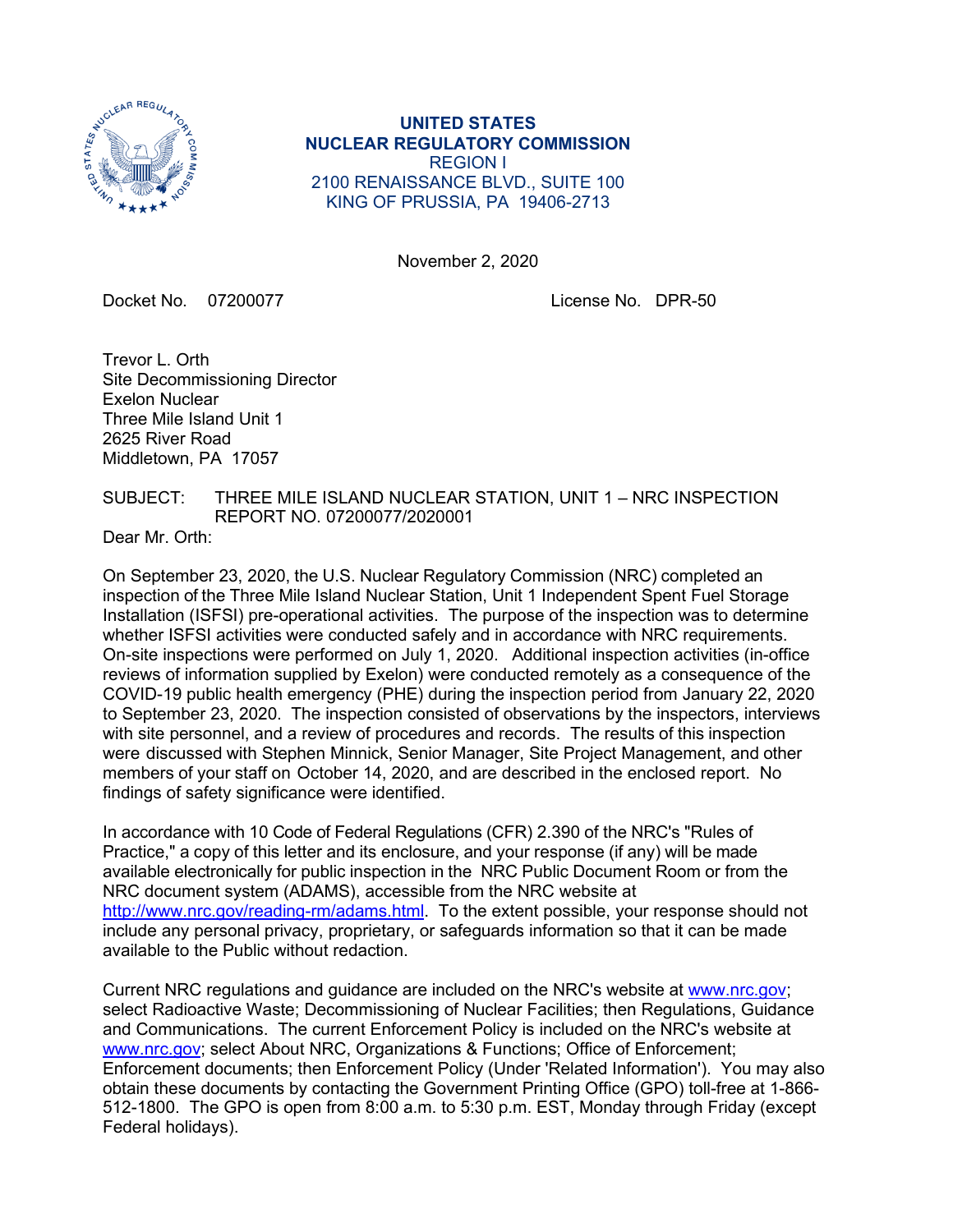**UNITED STATES**
**NUCLEAR REGULATORY COMMISSION**
REGION I
2100 RENAISSANCE BLVD., SUITE 100
KING OF PRUSSIA, PA 19406-2713

November 2, 2020

Docket No. 07200077 License No. DPR-50

Trevor L. Orth
Site Decommissioning Director
Exelon Nuclear
Three Mile Island Unit 1
2625 River Road
Middletown, PA 17057

SUBJECT: THREE MILE ISLAND NUCLEAR STATION, UNIT 1 – NRC INSPECTION REPORT NO. 07200077/2020001

Dear Mr. Orth:

On September 23, 2020, the U.S. Nuclear Regulatory Commission (NRC) completed an inspection of the Three Mile Island Nuclear Station, Unit 1 Independent Spent Fuel Storage Installation (ISFSI) pre-operational activities. The purpose of the inspection was to determine whether ISFSI activities were conducted safely and in accordance with NRC requirements. On-site inspections were performed on July 1, 2020. Additional inspection activities (in-office reviews of information supplied by Exelon) were conducted remotely as a consequence of the COVID-19 public health emergency (PHE) during the inspection period from January 22, 2020 to September 23, 2020. The inspection consisted of observations by the inspectors, interviews with site personnel, and a review of procedures and records. The results of this inspection were discussed with Stephen Minnick, Senior Manager, Site Project Management, and other members of your staff on October 14, 2020, and are described in the enclosed report. No findings of safety significance were identified.

In accordance with 10 Code of Federal Regulations (CFR) 2.390 of the NRC's "Rules of Practice," a copy of this letter and its enclosure, and your response (if any) will be made available electronically for public inspection in the NRC Public Document Room or from the NRC document system (ADAMS), accessible from the NRC website at http://www.nrc.gov/reading-rm/adams.html. To the extent possible, your response should not include any personal privacy, proprietary, or safeguards information so that it can be made available to the Public without redaction.

Current NRC regulations and guidance are included on the NRC's website at www.nrc.gov; select Radioactive Waste; Decommissioning of Nuclear Facilities; then Regulations, Guidance and Communications. The current Enforcement Policy is included on the NRC's website at www.nrc.gov; select About NRC, Organizations & Functions; Office of Enforcement; Enforcement documents; then Enforcement Policy (Under 'Related Information'). You may also obtain these documents by contacting the Government Printing Office (GPO) toll-free at 1-866-512-1800. The GPO is open from 8:00 a.m. to 5:30 p.m. EST, Monday through Friday (except Federal holidays).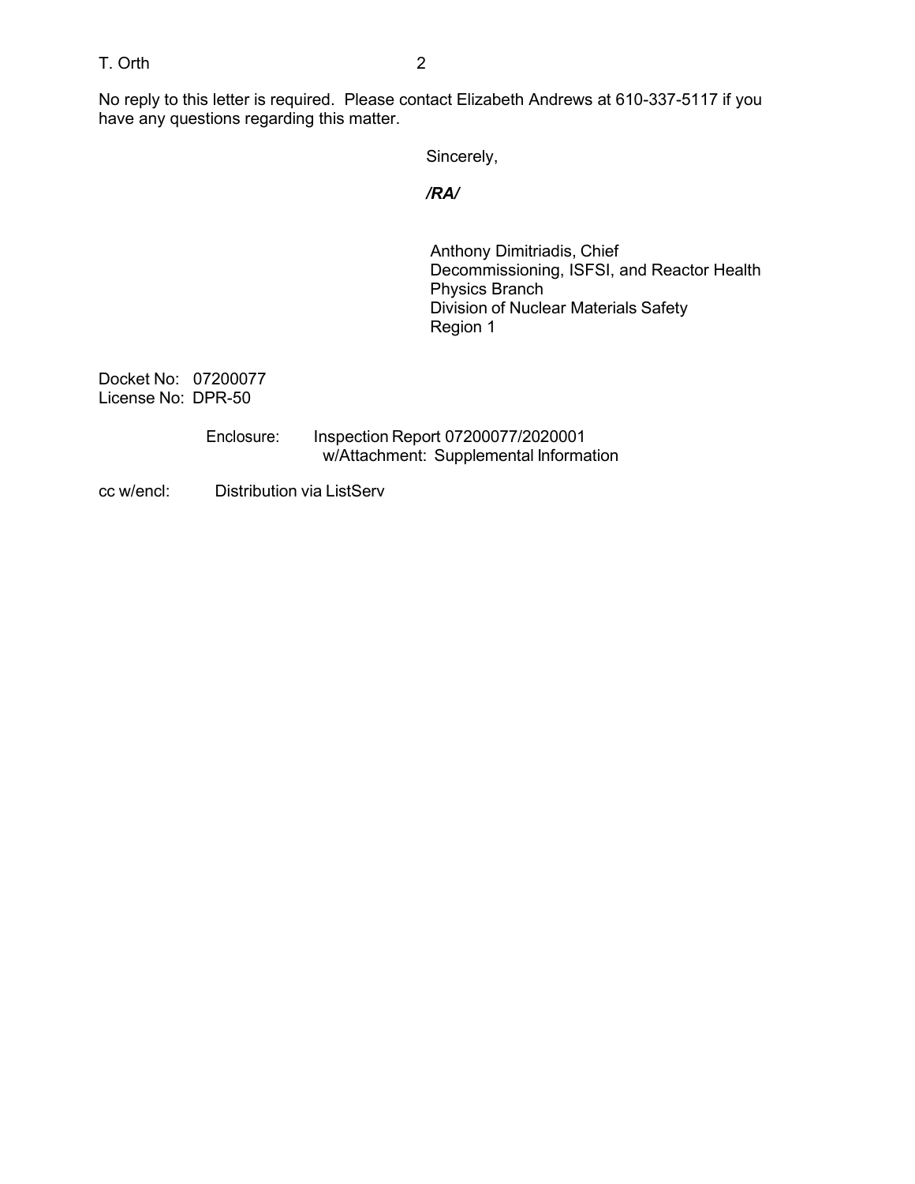No reply to this letter is required. Please contact Elizabeth Andrews at 610-337-5117 if you have any questions regarding this matter.

Sincerely,

*/RA/*

Anthony Dimitriadis, Chief  
Decommissioning, ISFSI, and Reactor Health Physics Branch  
Division of Nuclear Materials Safety  
Region 1

Docket No: 07200077  
License No: DPR-50

Enclosure: Inspection Report 07200077/2020001  
w/Attachment: Supplemental Information

cc w/encl: Distribution via ListServ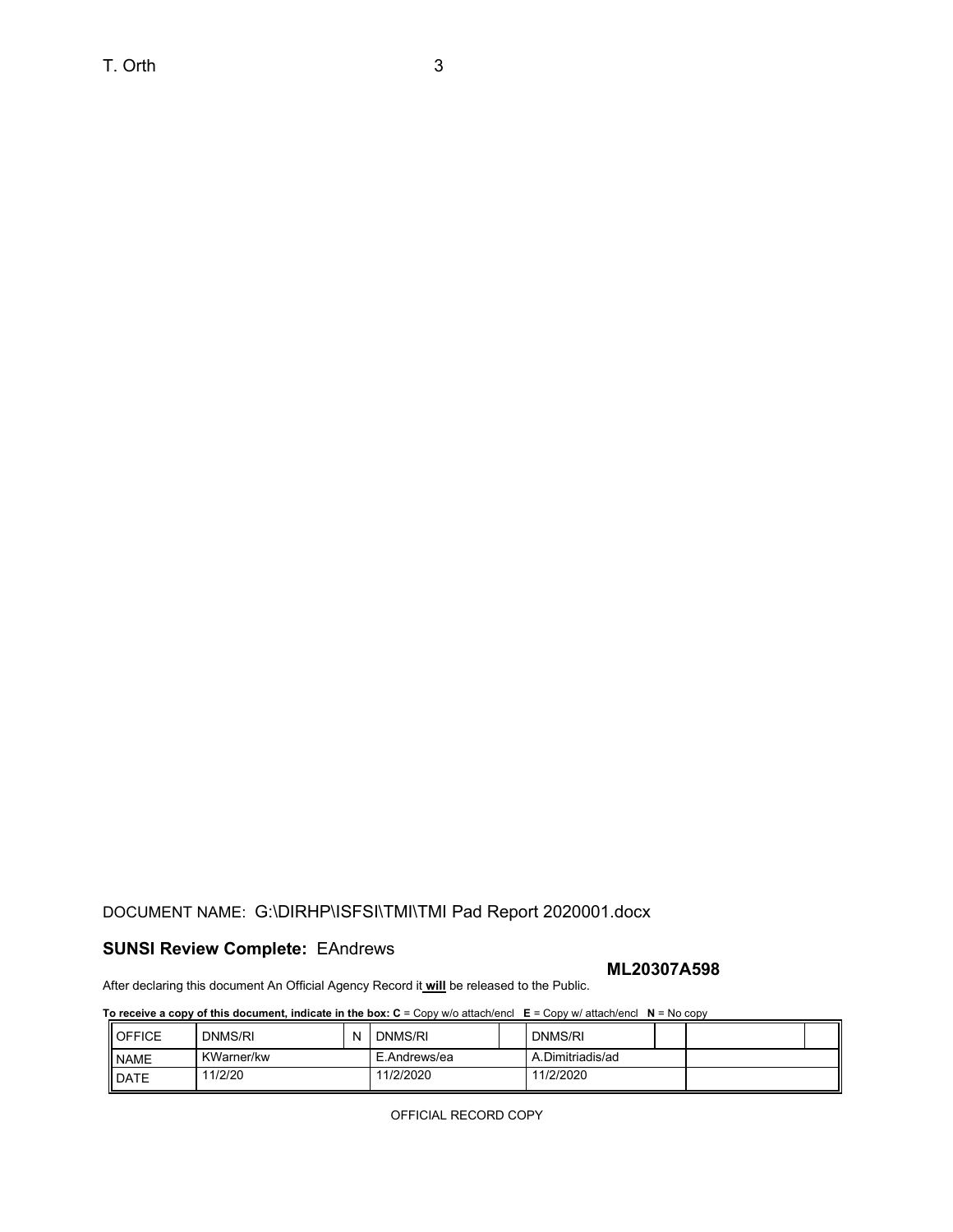DOCUMENT NAME: G:\DIRHP\ISFSI\TMI\TMI Pad Report 2020001.docx

**SUNSI Review Complete:** EAndrews

**ML20307A598**

After declaring this document An Official Agency Record it **will** be released to the Public.

**To receive a copy of this document, indicate in the box: C** = Copy w/o attach/encl **E** = Copy w/ attach/encl **N** = No copy

| OFFICE | DNMS/RI | N | DNMS/RI | | DNMS/RI | | | |
|---|---|---|---|---|---|---|---|---|
| NAME | KWarner/kw | | E.Andrews/ea | | A.Dimitriadis/ad | | | |
| DATE | 11/2/20 | | 11/2/2020 | | 11/2/2020 | | | |

OFFICIAL RECORD COPY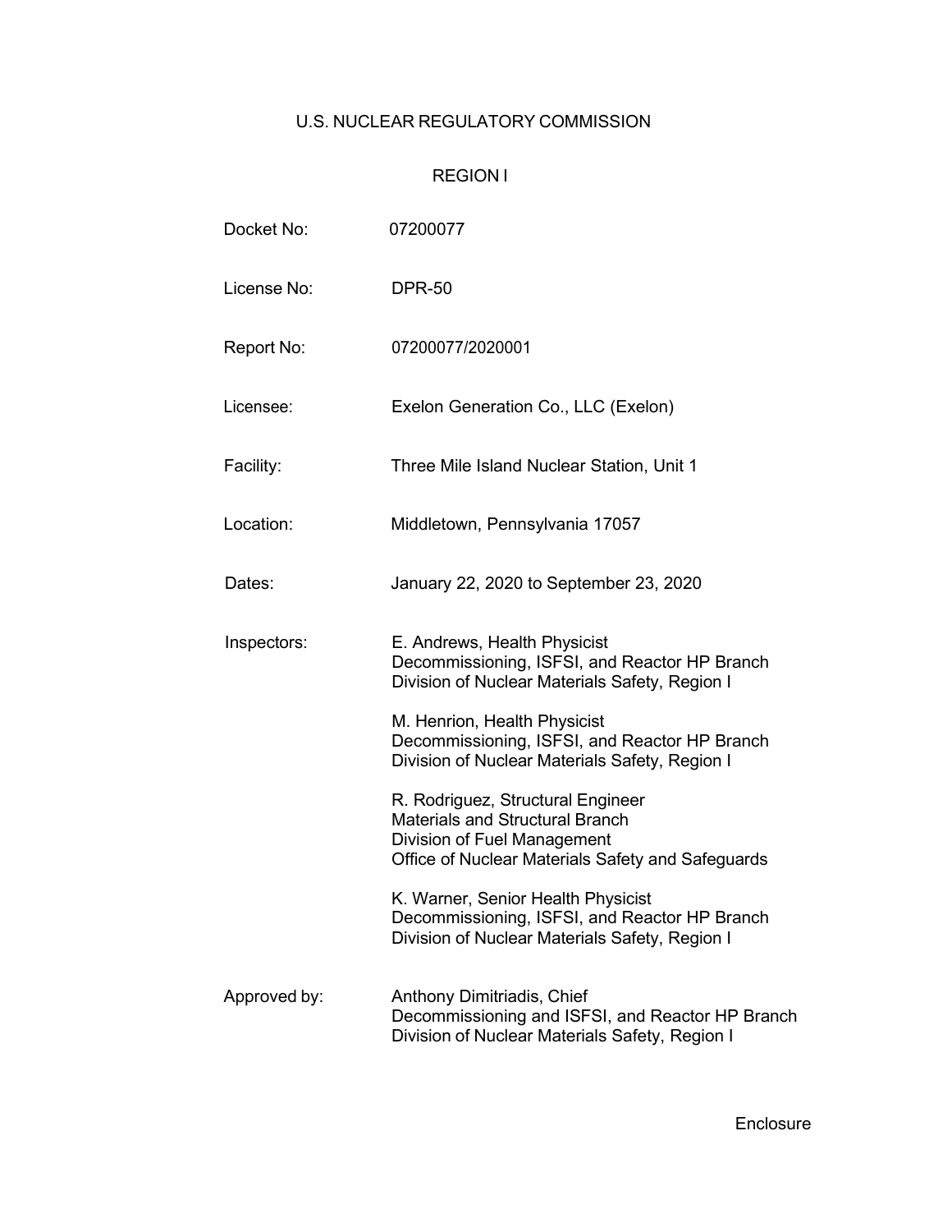U.S. NUCLEAR REGULATORY COMMISSION

REGION I

| | |
|---|---|
| Docket No: | 07200077 |
| License No: | DPR-50 |
| Report No: | 07200077/2020001 |
| Licensee: | Exelon Generation Co., LLC (Exelon) |
| Facility: | Three Mile Island Nuclear Station, Unit 1 |
| Location: | Middletown, Pennsylvania 17057 |
| Dates: | January 22, 2020 to September 23, 2020 |
| Inspectors: | E. Andrews, Health Physicist<br>Decommissioning, ISFSI, and Reactor HP Branch<br>Division of Nuclear Materials Safety, Region I<br><br>M. Henrion, Health Physicist<br>Decommissioning, ISFSI, and Reactor HP Branch<br>Division of Nuclear Materials Safety, Region I<br><br>R. Rodriguez, Structural Engineer<br>Materials and Structural Branch<br>Division of Fuel Management<br>Office of Nuclear Materials Safety and Safeguards<br><br>K. Warner, Senior Health Physicist<br>Decommissioning, ISFSI, and Reactor HP Branch<br>Division of Nuclear Materials Safety, Region I |
| Approved by: | Anthony Dimitriadis, Chief<br>Decommissioning and ISFSI, and Reactor HP Branch<br>Division of Nuclear Materials Safety, Region I |

Enclosure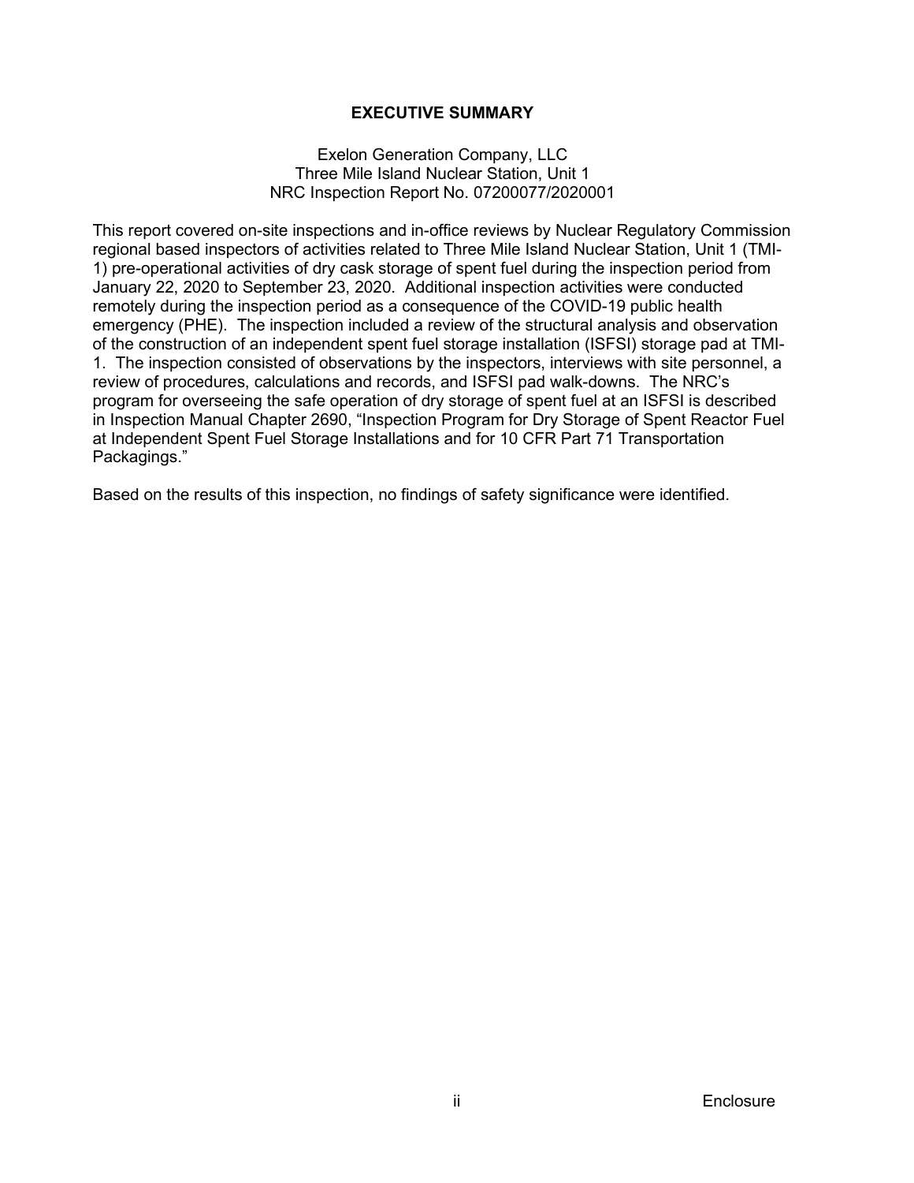# EXECUTIVE SUMMARY

Exelon Generation Company, LLC
Three Mile Island Nuclear Station, Unit 1
NRC Inspection Report No. 07200077/2020001

This report covered on-site inspections and in-office reviews by Nuclear Regulatory Commission regional based inspectors of activities related to Three Mile Island Nuclear Station, Unit 1 (TMI-1) pre-operational activities of dry cask storage of spent fuel during the inspection period from January 22, 2020 to September 23, 2020. Additional inspection activities were conducted remotely during the inspection period as a consequence of the COVID-19 public health emergency (PHE). The inspection included a review of the structural analysis and observation of the construction of an independent spent fuel storage installation (ISFSI) storage pad at TMI-1. The inspection consisted of observations by the inspectors, interviews with site personnel, a review of procedures, calculations and records, and ISFSI pad walk-downs. The NRC's program for overseeing the safe operation of dry storage of spent fuel at an ISFSI is described in Inspection Manual Chapter 2690, "Inspection Program for Dry Storage of Spent Reactor Fuel at Independent Spent Fuel Storage Installations and for 10 CFR Part 71 Transportation Packagings."

Based on the results of this inspection, no findings of safety significance were identified.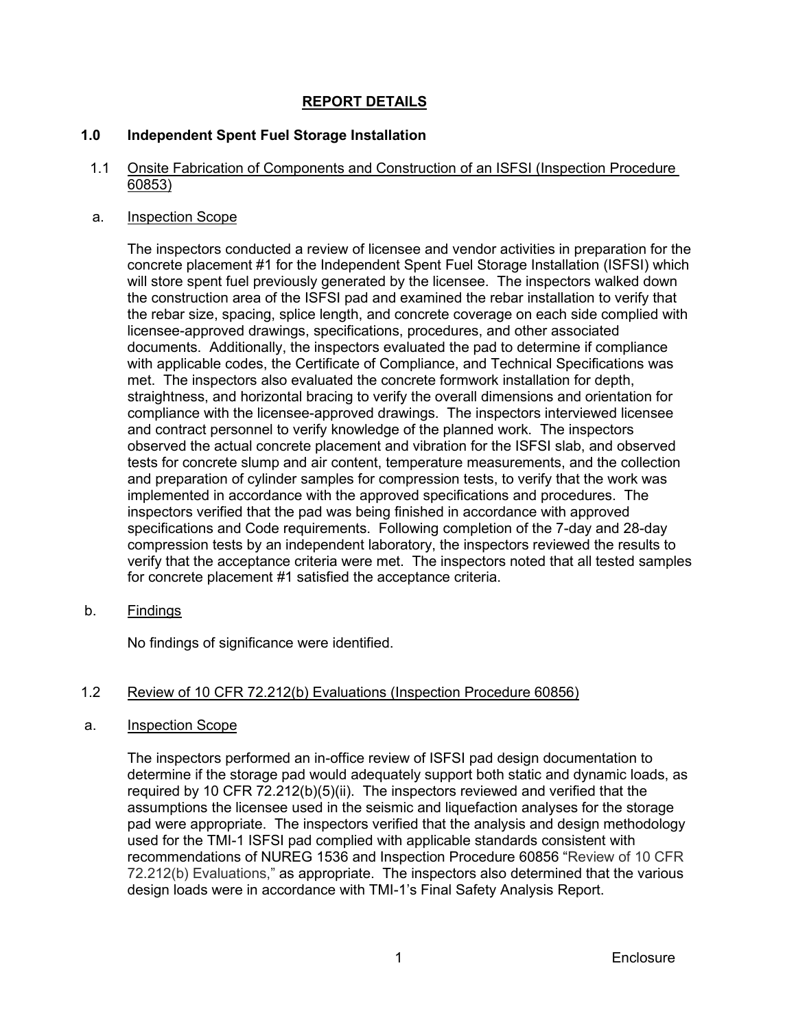# REPORT DETAILS

## 1.0 Independent Spent Fuel Storage Installation

### 1.1 Onsite Fabrication of Components and Construction of an ISFSI (Inspection Procedure 60853)

#### a. Inspection Scope

The inspectors conducted a review of licensee and vendor activities in preparation for the concrete placement #1 for the Independent Spent Fuel Storage Installation (ISFSI) which will store spent fuel previously generated by the licensee. The inspectors walked down the construction area of the ISFSI pad and examined the rebar installation to verify that the rebar size, spacing, splice length, and concrete coverage on each side complied with licensee-approved drawings, specifications, procedures, and other associated documents. Additionally, the inspectors evaluated the pad to determine if compliance with applicable codes, the Certificate of Compliance, and Technical Specifications was met. The inspectors also evaluated the concrete formwork installation for depth, straightness, and horizontal bracing to verify the overall dimensions and orientation for compliance with the licensee-approved drawings. The inspectors interviewed licensee and contract personnel to verify knowledge of the planned work. The inspectors observed the actual concrete placement and vibration for the ISFSI slab, and observed tests for concrete slump and air content, temperature measurements, and the collection and preparation of cylinder samples for compression tests, to verify that the work was implemented in accordance with the approved specifications and procedures. The inspectors verified that the pad was being finished in accordance with approved specifications and Code requirements. Following completion of the 7-day and 28-day compression tests by an independent laboratory, the inspectors reviewed the results to verify that the acceptance criteria were met. The inspectors noted that all tested samples for concrete placement #1 satisfied the acceptance criteria.

#### b. Findings

No findings of significance were identified.

### 1.2 Review of 10 CFR 72.212(b) Evaluations (Inspection Procedure 60856)

#### a. Inspection Scope

The inspectors performed an in-office review of ISFSI pad design documentation to determine if the storage pad would adequately support both static and dynamic loads, as required by 10 CFR 72.212(b)(5)(ii). The inspectors reviewed and verified that the assumptions the licensee used in the seismic and liquefaction analyses for the storage pad were appropriate. The inspectors verified that the analysis and design methodology used for the TMI-1 ISFSI pad complied with applicable standards consistent with recommendations of NUREG 1536 and Inspection Procedure 60856 "Review of 10 CFR 72.212(b) Evaluations," as appropriate. The inspectors also determined that the various design loads were in accordance with TMI-1's Final Safety Analysis Report.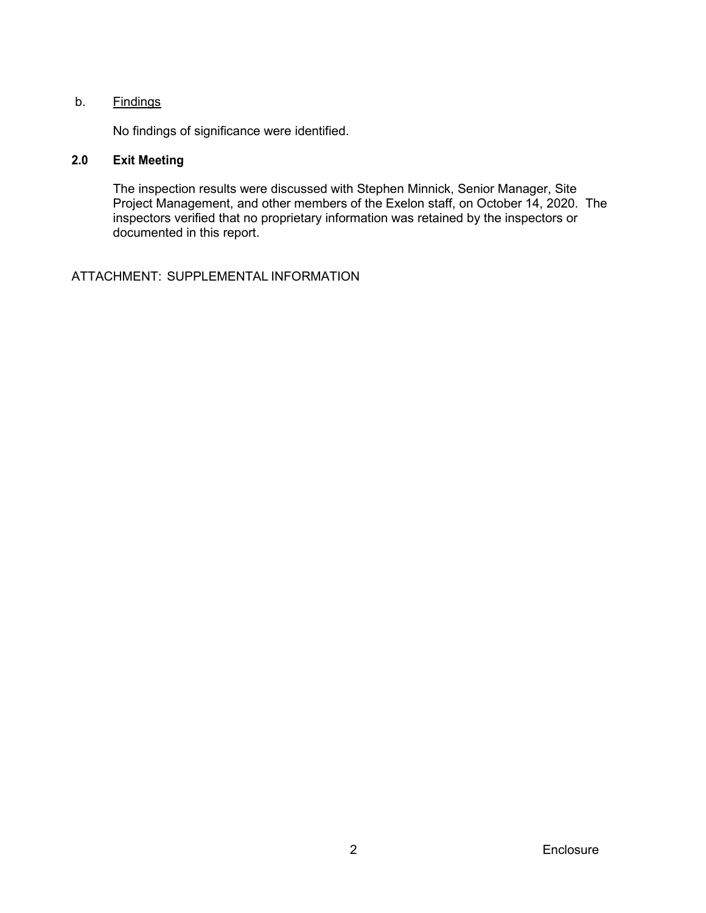b. Findings

No findings of significance were identified.

**2.0 Exit Meeting**

The inspection results were discussed with Stephen Minnick, Senior Manager, Site Project Management, and other members of the Exelon staff, on October 14, 2020. The inspectors verified that no proprietary information was retained by the inspectors or documented in this report.

ATTACHMENT: SUPPLEMENTAL INFORMATION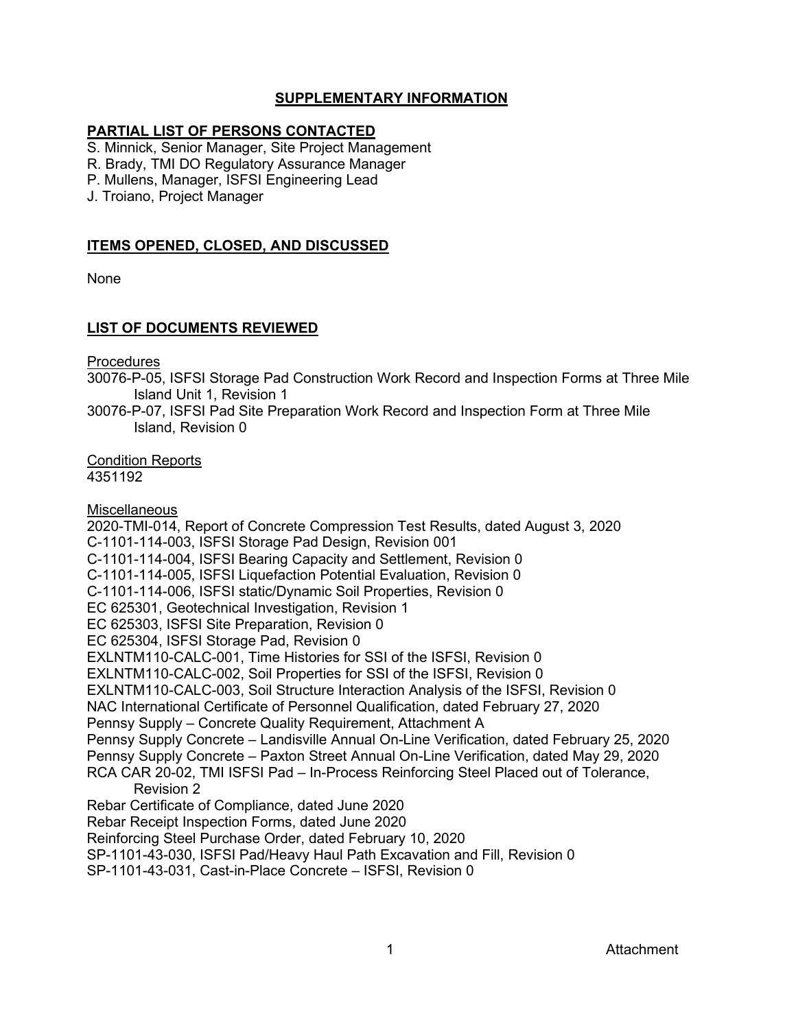## SUPPLEMENTARY INFORMATION

### PARTIAL LIST OF PERSONS CONTACTED

S. Minnick, Senior Manager, Site Project Management
R. Brady, TMI DO Regulatory Assurance Manager
P. Mullens, Manager, ISFSI Engineering Lead
J. Troiano, Project Manager

### ITEMS OPENED, CLOSED, AND DISCUSSED

None

### LIST OF DOCUMENTS REVIEWED

Procedures

30076-P-05, ISFSI Storage Pad Construction Work Record and Inspection Forms at Three Mile Island Unit 1, Revision 1
30076-P-07, ISFSI Pad Site Preparation Work Record and Inspection Form at Three Mile Island, Revision 0

Condition Reports

4351192

Miscellaneous

2020-TMI-014, Report of Concrete Compression Test Results, dated August 3, 2020
C-1101-114-003, ISFSI Storage Pad Design, Revision 001
C-1101-114-004, ISFSI Bearing Capacity and Settlement, Revision 0
C-1101-114-005, ISFSI Liquefaction Potential Evaluation, Revision 0
C-1101-114-006, ISFSI static/Dynamic Soil Properties, Revision 0
EC 625301, Geotechnical Investigation, Revision 1
EC 625303, ISFSI Site Preparation, Revision 0
EC 625304, ISFSI Storage Pad, Revision 0
EXLNTM110-CALC-001, Time Histories for SSI of the ISFSI, Revision 0
EXLNTM110-CALC-002, Soil Properties for SSI of the ISFSI, Revision 0
EXLNTM110-CALC-003, Soil Structure Interaction Analysis of the ISFSI, Revision 0
NAC International Certificate of Personnel Qualification, dated February 27, 2020
Pennsy Supply – Concrete Quality Requirement, Attachment A
Pennsy Supply Concrete – Landisville Annual On-Line Verification, dated February 25, 2020
Pennsy Supply Concrete – Paxton Street Annual On-Line Verification, dated May 29, 2020
RCA CAR 20-02, TMI ISFSI Pad – In-Process Reinforcing Steel Placed out of Tolerance, Revision 2
Rebar Certificate of Compliance, dated June 2020
Rebar Receipt Inspection Forms, dated June 2020
Reinforcing Steel Purchase Order, dated February 10, 2020
SP-1101-43-030, ISFSI Pad/Heavy Haul Path Excavation and Fill, Revision 0
SP-1101-43-031, Cast-in-Place Concrete – ISFSI, Revision 0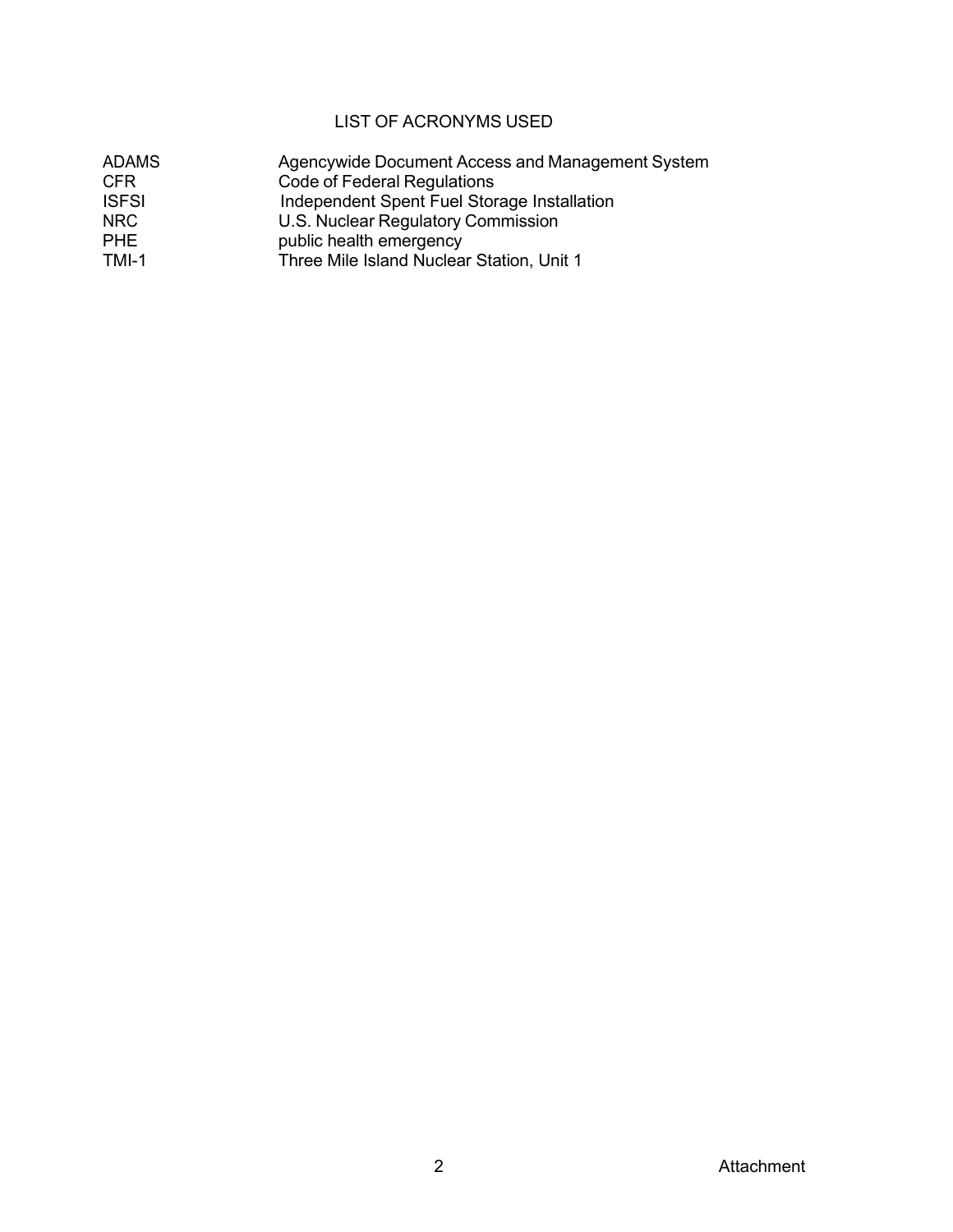## LIST OF ACRONYMS USED

| | |
|---|---|
| ADAMS | Agencywide Document Access and Management System |
| CFR | Code of Federal Regulations |
| ISFSI | Independent Spent Fuel Storage Installation |
| NRC | U.S. Nuclear Regulatory Commission |
| PHE | public health emergency |
| TMI-1 | Three Mile Island Nuclear Station, Unit 1 |